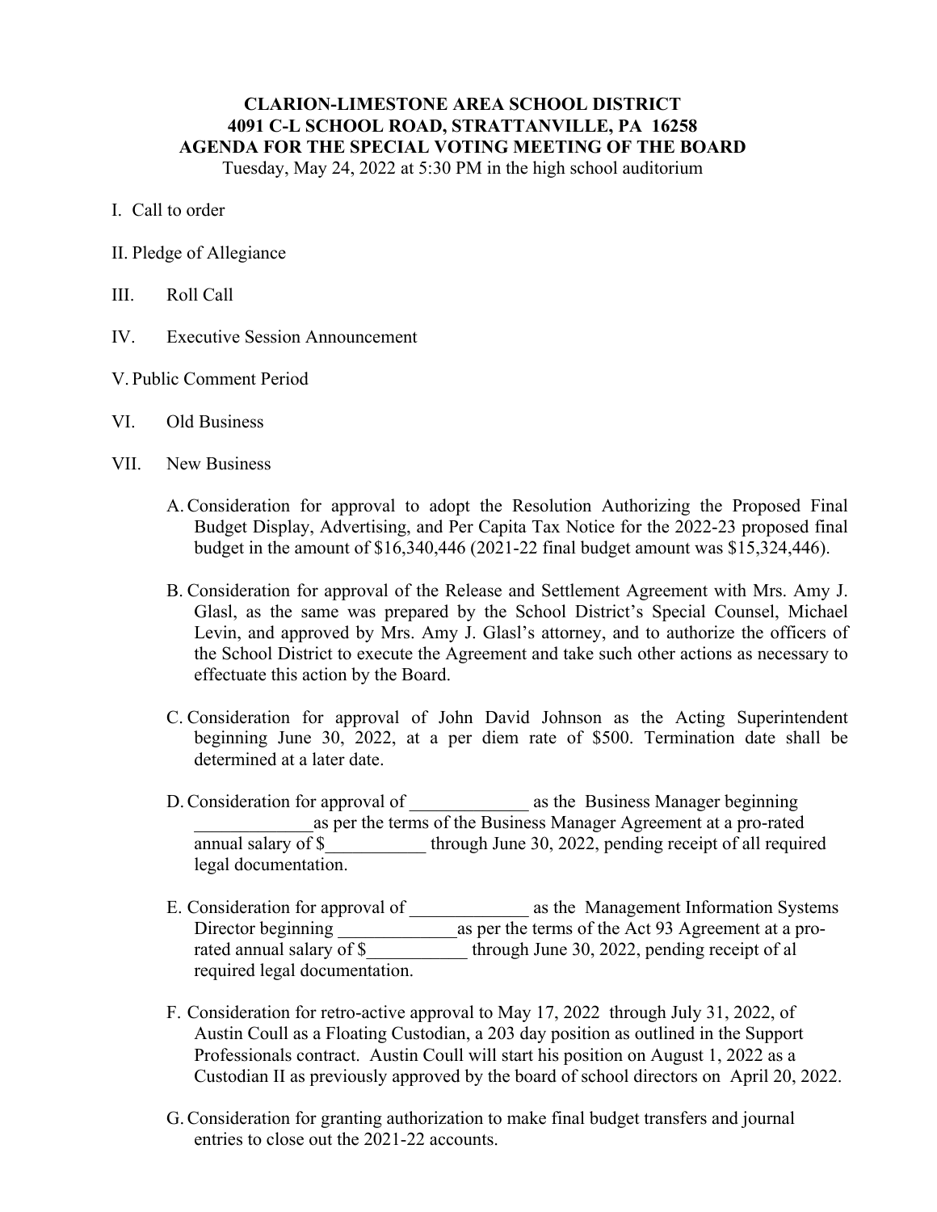# CLARION-LIMESTONE AREA SCHOOL DISTRICT
## 4091 C-L SCHOOL ROAD, STRATTANVILLE, PA 16258
## AGENDA FOR THE SPECIAL VOTING MEETING OF THE BOARD

Tuesday, May 24, 2022 at 5:30 PM in the high school auditorium

I. Call to order

II. Pledge of Allegiance

III. Roll Call

IV. Executive Session Announcement

V. Public Comment Period

VI. Old Business

VII. New Business

A. Consideration for approval to adopt the Resolution Authorizing the Proposed Final Budget Display, Advertising, and Per Capita Tax Notice for the 2022-23 proposed final budget in the amount of $16,340,446 (2021-22 final budget amount was $15,324,446).

B. Consideration for approval of the Release and Settlement Agreement with Mrs. Amy J. Glasl, as the same was prepared by the School District's Special Counsel, Michael Levin, and approved by Mrs. Amy J. Glasl's attorney, and to authorize the officers of the School District to execute the Agreement and take such other actions as necessary to effectuate this action by the Board.

C. Consideration for approval of John David Johnson as the Acting Superintendent beginning June 30, 2022, at a per diem rate of $500. Termination date shall be determined at a later date.

D. Consideration for approval of _____________ as the Business Manager beginning _____________as per the terms of the Business Manager Agreement at a pro-rated annual salary of $___________ through June 30, 2022, pending receipt of all required legal documentation.

E. Consideration for approval of _____________ as the Management Information Systems Director beginning _____________as per the terms of the Act 93 Agreement at a pro-rated annual salary of $___________ through June 30, 2022, pending receipt of al required legal documentation.

F. Consideration for retro-active approval to May 17, 2022 through July 31, 2022, of Austin Coull as a Floating Custodian, a 203 day position as outlined in the Support Professionals contract. Austin Coull will start his position on August 1, 2022 as a Custodian II as previously approved by the board of school directors on April 20, 2022.

G. Consideration for granting authorization to make final budget transfers and journal entries to close out the 2021-22 accounts.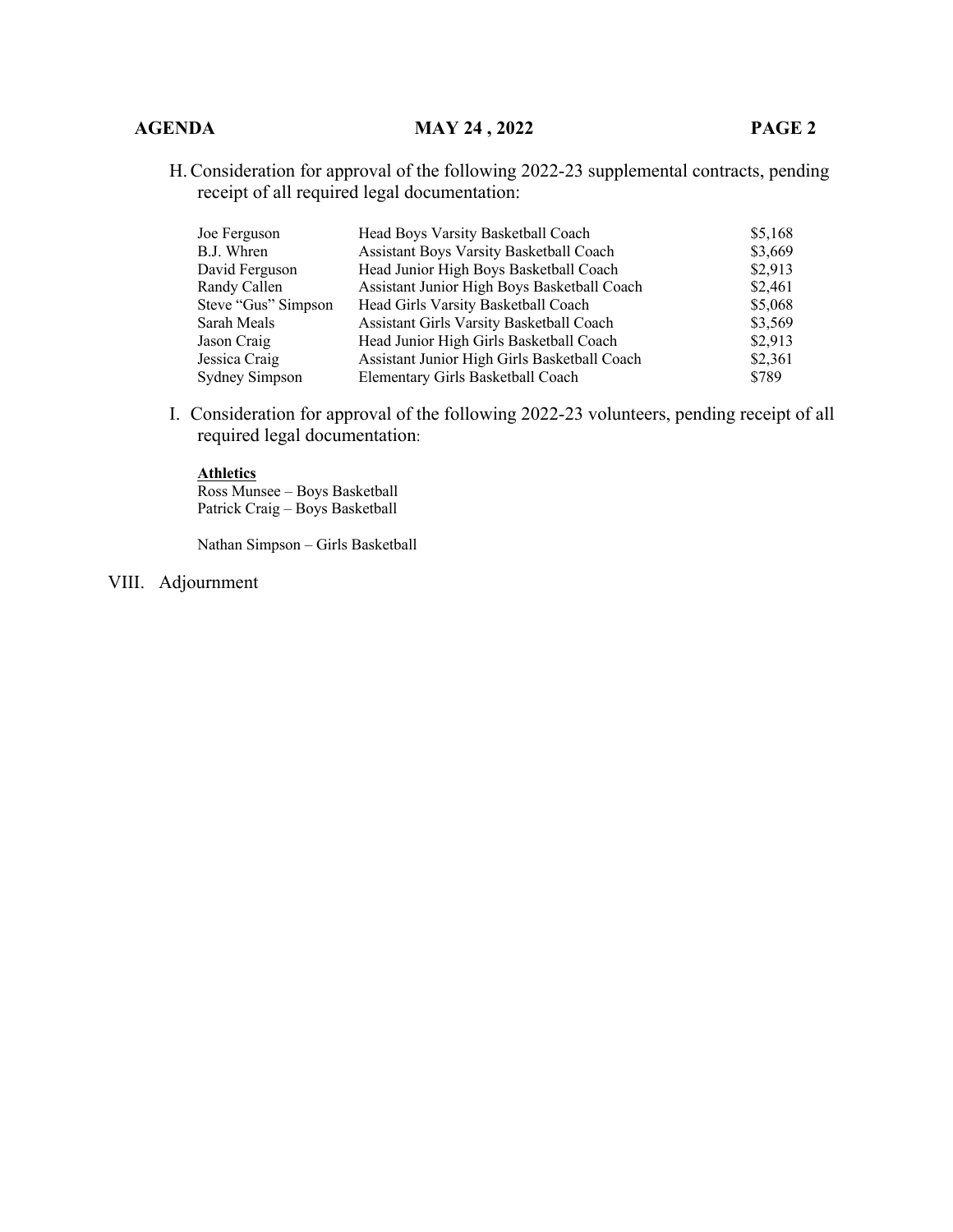H. Consideration for approval of the following 2022-23 supplemental contracts, pending receipt of all required legal documentation:

| | | |
|---|---|---|
| Joe Ferguson | Head Boys Varsity Basketball Coach | $5,168 |
| B.J. Whren | Assistant Boys Varsity Basketball Coach | $3,669 |
| David Ferguson | Head Junior High Boys Basketball Coach | $2,913 |
| Randy Callen | Assistant Junior High Boys Basketball Coach | $2,461 |
| Steve "Gus" Simpson | Head Girls Varsity Basketball Coach | $5,068 |
| Sarah Meals | Assistant Girls Varsity Basketball Coach | $3,569 |
| Jason Craig | Head Junior High Girls Basketball Coach | $2,913 |
| Jessica Craig | Assistant Junior High Girls Basketball Coach | $2,361 |
| Sydney Simpson | Elementary Girls Basketball Coach | $789 |

I. Consideration for approval of the following 2022-23 volunteers, pending receipt of all required legal documentation:

**Athletics**
Ross Munsee – Boys Basketball
Patrick Craig – Boys Basketball

Nathan Simpson – Girls Basketball

VIII. Adjournment